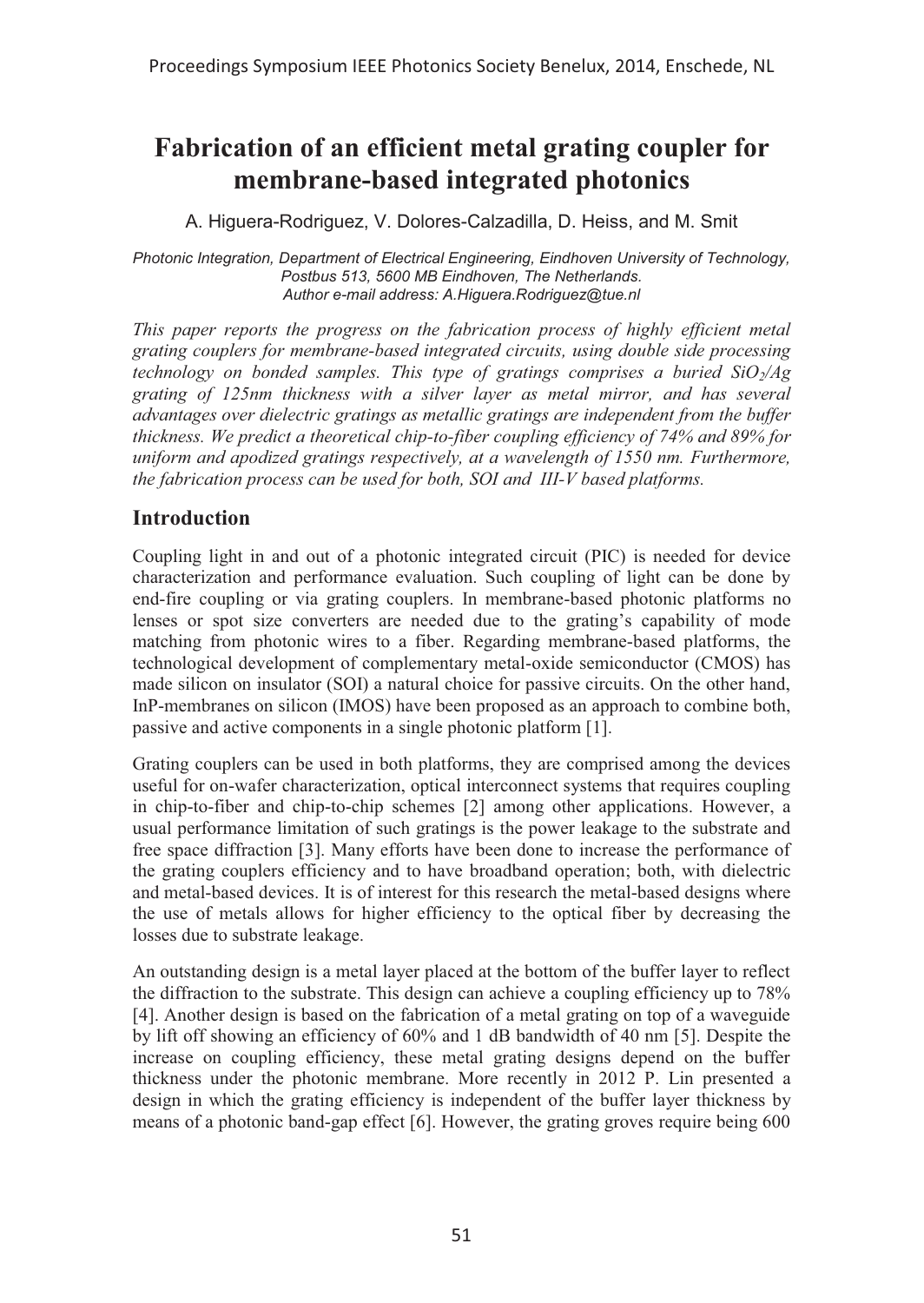# Fabrication of an efficient metal grating coupler for membrane-based integrated photonics

A. Higuera-Rodriguez, V. Dolores-Calzadilla, D. Heiss, and M. Smit

*Photonic Integration, Department of Electrical Engineering, Eindhoven University of Technology, Postbus 513, 5600 MB Eindhoven, The Netherlands.*
*Author e-mail address: A.Higuera.Rodriguez@tue.nl*

*This paper reports the progress on the fabrication process of highly efficient metal grating couplers for membrane-based integrated circuits, using double side processing technology on bonded samples. This type of gratings comprises a buried $SiO_2$/Ag grating of 125nm thickness with a silver layer as metal mirror, and has several advantages over dielectric gratings as metallic gratings are independent from the buffer thickness. We predict a theoretical chip-to-fiber coupling efficiency of 74% and 89% for uniform and apodized gratings respectively, at a wavelength of 1550 nm. Furthermore, the fabrication process can be used for both, SOI and III-V based platforms.*

## Introduction

Coupling light in and out of a photonic integrated circuit (PIC) is needed for device characterization and performance evaluation. Such coupling of light can be done by end-fire coupling or via grating couplers. In membrane-based photonic platforms no lenses or spot size converters are needed due to the grating's capability of mode matching from photonic wires to a fiber. Regarding membrane-based platforms, the technological development of complementary metal-oxide semiconductor (CMOS) has made silicon on insulator (SOI) a natural choice for passive circuits. On the other hand, InP-membranes on silicon (IMOS) have been proposed as an approach to combine both, passive and active components in a single photonic platform [1].

Grating couplers can be used in both platforms, they are comprised among the devices useful for on-wafer characterization, optical interconnect systems that requires coupling in chip-to-fiber and chip-to-chip schemes [2] among other applications. However, a usual performance limitation of such gratings is the power leakage to the substrate and free space diffraction [3]. Many efforts have been done to increase the performance of the grating couplers efficiency and to have broadband operation; both, with dielectric and metal-based devices. It is of interest for this research the metal-based designs where the use of metals allows for higher efficiency to the optical fiber by decreasing the losses due to substrate leakage.

An outstanding design is a metal layer placed at the bottom of the buffer layer to reflect the diffraction to the substrate. This design can achieve a coupling efficiency up to 78% [4]. Another design is based on the fabrication of a metal grating on top of a waveguide by lift off showing an efficiency of 60% and 1 dB bandwidth of 40 nm [5]. Despite the increase on coupling efficiency, these metal grating designs depend on the buffer thickness under the photonic membrane. More recently in 2012 P. Lin presented a design in which the grating efficiency is independent of the buffer layer thickness by means of a photonic band-gap effect [6]. However, the grating groves require being 600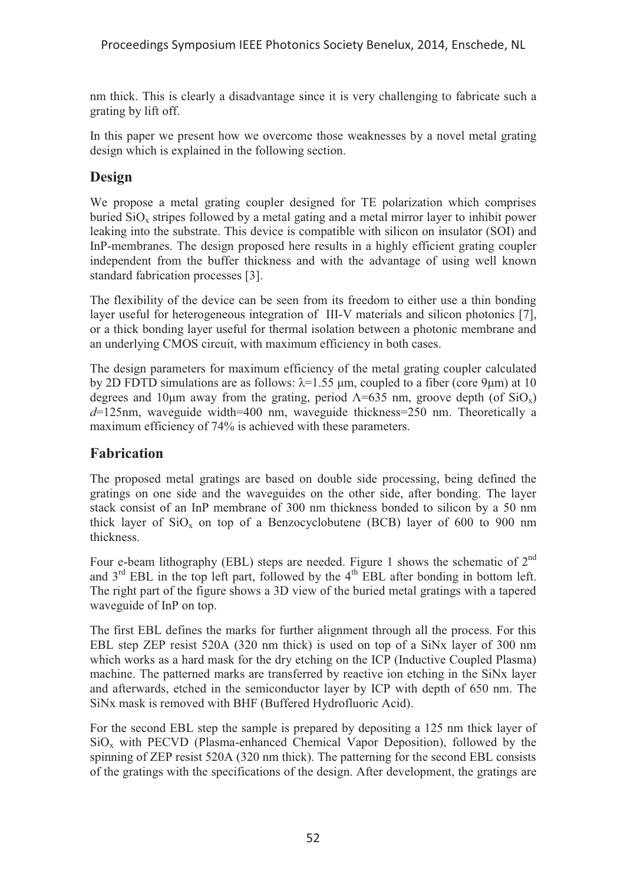nm thick. This is clearly a disadvantage since it is very challenging to fabricate such a grating by lift off.

In this paper we present how we overcome those weaknesses by a novel metal grating design which is explained in the following section.

## Design

We propose a metal grating coupler designed for TE polarization which comprises buried $SiO_x$ stripes followed by a metal gating and a metal mirror layer to inhibit power leaking into the substrate. This device is compatible with silicon on insulator (SOI) and InP-membranes. The design proposed here results in a highly efficient grating coupler independent from the buffer thickness and with the advantage of using well known standard fabrication processes [3].

The flexibility of the device can be seen from its freedom to either use a thin bonding layer useful for heterogeneous integration of III-V materials and silicon photonics [7], or a thick bonding layer useful for thermal isolation between a photonic membrane and an underlying CMOS circuit, with maximum efficiency in both cases.

The design parameters for maximum efficiency of the metal grating coupler calculated by 2D FDTD simulations are as follows: $\lambda$=1.55 μm, coupled to a fiber (core 9μm) at 10 degrees and 10μm away from the grating, period $\Lambda$=635 nm, groove depth (of $SiO_x$) $d$=125nm, waveguide width=400 nm, waveguide thickness=250 nm. Theoretically a maximum efficiency of 74% is achieved with these parameters.

## Fabrication

The proposed metal gratings are based on double side processing, being defined the gratings on one side and the waveguides on the other side, after bonding. The layer stack consist of an InP membrane of 300 nm thickness bonded to silicon by a 50 nm thick layer of $SiO_x$ on top of a Benzocyclobutene (BCB) layer of 600 to 900 nm thickness.

Four e-beam lithography (EBL) steps are needed. Figure 1 shows the schematic of 2nd and 3rd EBL in the top left part, followed by the 4th EBL after bonding in bottom left. The right part of the figure shows a 3D view of the buried metal gratings with a tapered waveguide of InP on top.

The first EBL defines the marks for further alignment through all the process. For this EBL step ZEP resist 520A (320 nm thick) is used on top of a SiNx layer of 300 nm which works as a hard mask for the dry etching on the ICP (Inductive Coupled Plasma) machine. The patterned marks are transferred by reactive ion etching in the SiNx layer and afterwards, etched in the semiconductor layer by ICP with depth of 650 nm. The SiNx mask is removed with BHF (Buffered Hydrofluoric Acid).

For the second EBL step the sample is prepared by depositing a 125 nm thick layer of $SiO_x$ with PECVD (Plasma-enhanced Chemical Vapor Deposition), followed by the spinning of ZEP resist 520A (320 nm thick). The patterning for the second EBL consists of the gratings with the specifications of the design. After development, the gratings are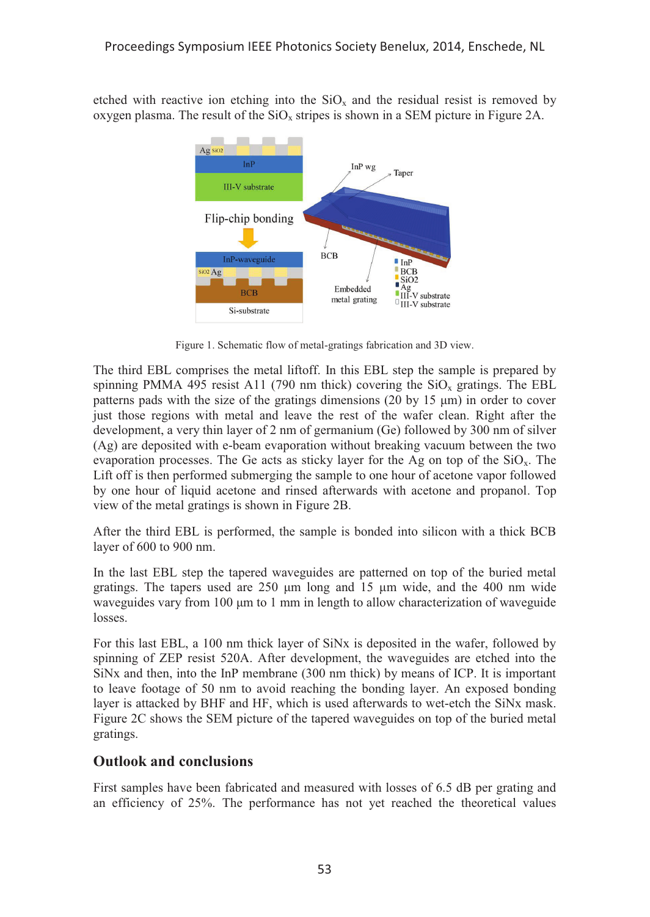etched with reactive ion etching into the $SiO_x$ and the residual resist is removed by oxygen plasma. The result of the $SiO_x$ stripes is shown in a SEM picture in Figure 2A.

Figure 1. Schematic flow of metal-gratings fabrication and 3D view.

The third EBL comprises the metal liftoff. In this EBL step the sample is prepared by spinning PMMA 495 resist A11 (790 nm thick) covering the $SiO_x$ gratings. The EBL patterns pads with the size of the gratings dimensions (20 by 15 µm) in order to cover just those regions with metal and leave the rest of the wafer clean. Right after the development, a very thin layer of 2 nm of germanium (Ge) followed by 300 nm of silver (Ag) are deposited with e-beam evaporation without breaking vacuum between the two evaporation processes. The Ge acts as sticky layer for the Ag on top of the $SiO_x$. The Lift off is then performed submerging the sample to one hour of acetone vapor followed by one hour of liquid acetone and rinsed afterwards with acetone and propanol. Top view of the metal gratings is shown in Figure 2B.

After the third EBL is performed, the sample is bonded into silicon with a thick BCB layer of 600 to 900 nm.

In the last EBL step the tapered waveguides are patterned on top of the buried metal gratings. The tapers used are 250 µm long and 15 µm wide, and the 400 nm wide waveguides vary from 100 µm to 1 mm in length to allow characterization of waveguide losses.

For this last EBL, a 100 nm thick layer of SiNx is deposited in the wafer, followed by spinning of ZEP resist 520A. After development, the waveguides are etched into the SiNx and then, into the InP membrane (300 nm thick) by means of ICP. It is important to leave footage of 50 nm to avoid reaching the bonding layer. An exposed bonding layer is attacked by BHF and HF, which is used afterwards to wet-etch the SiNx mask. Figure 2C shows the SEM picture of the tapered waveguides on top of the buried metal gratings.

## Outlook and conclusions

First samples have been fabricated and measured with losses of 6.5 dB per grating and an efficiency of 25%. The performance has not yet reached the theoretical values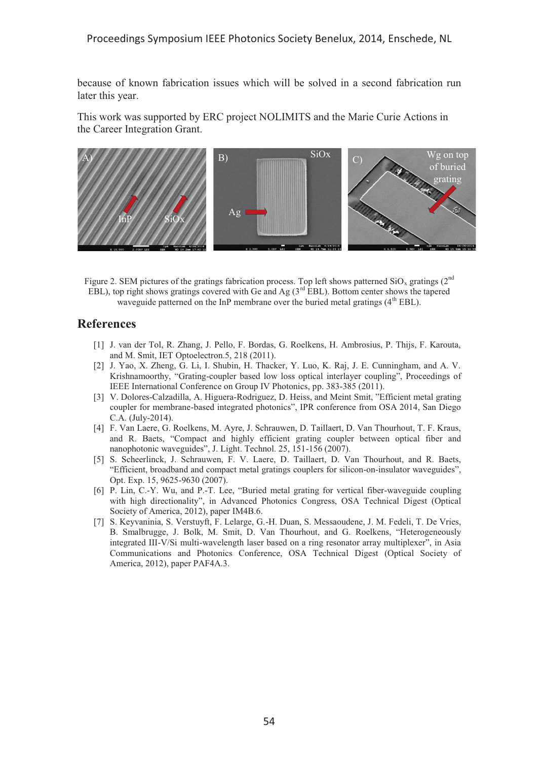because of known fabrication issues which will be solved in a second fabrication run later this year.

This work was supported by ERC project NOLIMITS and the Marie Curie Actions in the Career Integration Grant.

A)

InP

SiOx

B)

SiOx

Ag

C)

Wg on top of buried grating

Figure 2. SEM pictures of the gratings fabrication process. Top left shows patterned $SiO_x$ gratings (2nd EBL), top right shows gratings covered with Ge and Ag (3rd EBL). Bottom center shows the tapered waveguide patterned on the InP membrane over the buried metal gratings (4th EBL).

## References

[1] J. van der Tol, R. Zhang, J. Pello, F. Bordas, G. Roelkens, H. Ambrosius, P. Thijs, F. Karouta, and M. Smit, IET Optoelectron.5, 218 (2011).

[2] J. Yao, X. Zheng, G. Li, I. Shubin, H. Thacker, Y. Luo, K. Raj, J. E. Cunningham, and A. V. Krishnamoorthy, "Grating-coupler based low loss optical interlayer coupling", Proceedings of IEEE International Conference on Group IV Photonics, pp. 383-385 (2011).

[3] V. Dolores-Calzadilla, A. Higuera-Rodriguez, D. Heiss, and Meint Smit, "Efficient metal grating coupler for membrane-based integrated photonics", IPR conference from OSA 2014, San Diego C.A. (July-2014).

[4] F. Van Laere, G. Roelkens, M. Ayre, J. Schrauwen, D. Taillaert, D. Van Thourhout, T. F. Kraus, and R. Baets, "Compact and highly efficient grating coupler between optical fiber and nanophotonic waveguides", J. Light. Technol. 25, 151-156 (2007).

[5] S. Scheerlinck, J. Schrauwen, F. V. Laere, D. Taillaert, D. Van Thourhout, and R. Baets, "Efficient, broadband and compact metal gratings couplers for silicon-on-insulator waveguides", Opt. Exp. 15, 9625-9630 (2007).

[6] P. Lin, C.-Y. Wu, and P.-T. Lee, "Buried metal grating for vertical fiber-waveguide coupling with high directionality", in Advanced Photonics Congress, OSA Technical Digest (Optical Society of America, 2012), paper IM4B.6.

[7] S. Keyvaninia, S. Verstuyft, F. Lelarge, G.-H. Duan, S. Messaoudene, J. M. Fedeli, T. De Vries, B. Smalbrugge, J. Bolk, M. Smit, D. Van Thourhout, and G. Roelkens, "Heterogeneously integrated III-V/Si multi-wavelength laser based on a ring resonator array multiplexer", in Asia Communications and Photonics Conference, OSA Technical Digest (Optical Society of America, 2012), paper PAF4A.3.